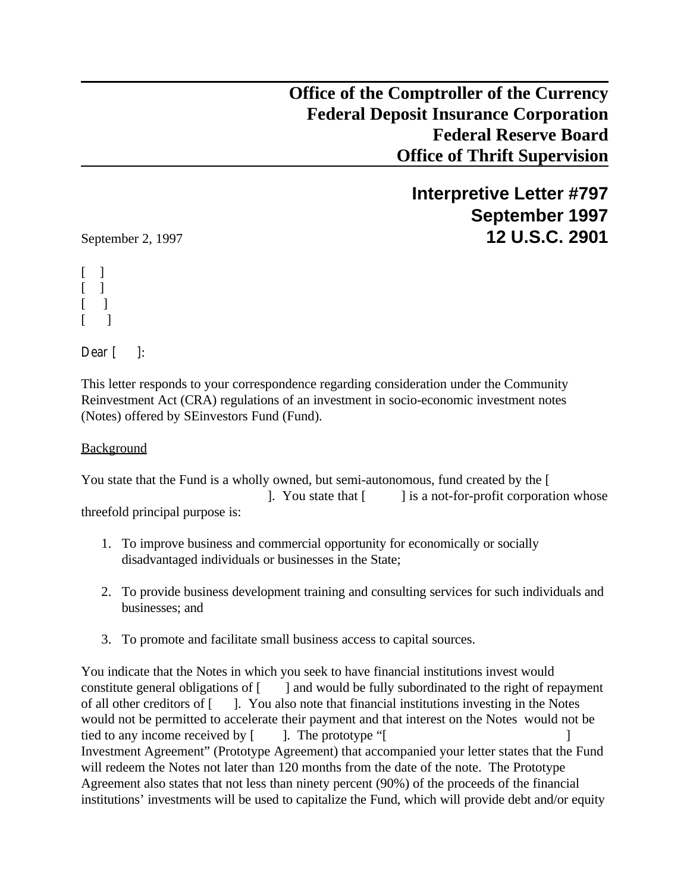**Office of the Comptroller of the Currency**
**Federal Deposit Insurance Corporation**
**Federal Reserve Board**
**Office of Thrift Supervision**

**Interpretive Letter #797**
**September 1997**
**12 U.S.C. 2901**

September 2, 1997

[ ]
[ ]
[ ]
[ ]

Dear [ ]:

This letter responds to your correspondence regarding consideration under the Community Reinvestment Act (CRA) regulations of an investment in socio-economic investment notes (Notes) offered by SEinvestors Fund (Fund).

Background

You state that the Fund is a wholly owned, but semi-autonomous, fund created by the [ ]. You state that [ ] is a not-for-profit corporation whose threefold principal purpose is:

1. To improve business and commercial opportunity for economically or socially disadvantaged individuals or businesses in the State;

2. To provide business development training and consulting services for such individuals and businesses; and

3. To promote and facilitate small business access to capital sources.

You indicate that the Notes in which you seek to have financial institutions invest would constitute general obligations of [ ] and would be fully subordinated to the right of repayment of all other creditors of [ ]. You also note that financial institutions investing in the Notes would not be permitted to accelerate their payment and that interest on the Notes would not be tied to any income received by [ ]. The prototype "[ ] Investment Agreement" (Prototype Agreement) that accompanied your letter states that the Fund will redeem the Notes not later than 120 months from the date of the note. The Prototype Agreement also states that not less than ninety percent (90%) of the proceeds of the financial institutions' investments will be used to capitalize the Fund, which will provide debt and/or equity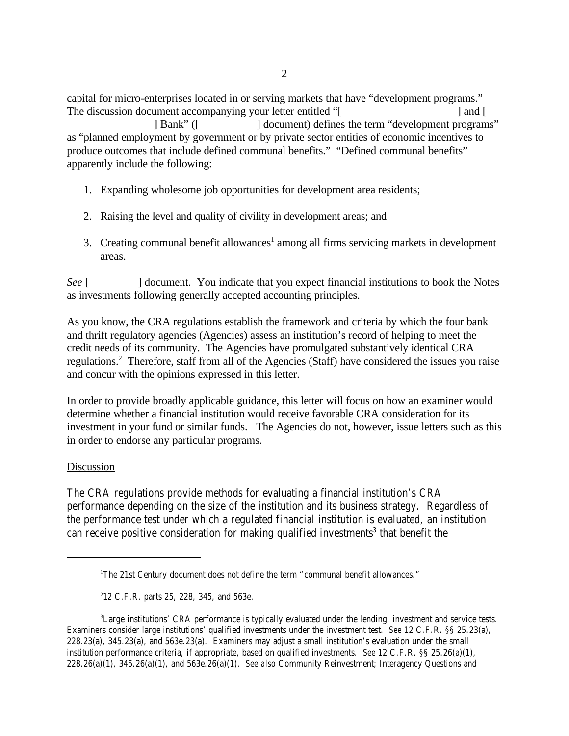capital for micro-enterprises located in or serving markets that have "development programs." The discussion document accompanying your letter entitled "[ ] and [ ] Bank" ([ ] document) defines the term "development programs" as "planned employment by government or by private sector entities of economic incentives to produce outcomes that include defined communal benefits." "Defined communal benefits" apparently include the following:

1. Expanding wholesome job opportunities for development area residents;
2. Raising the level and quality of civility in development areas; and
3. Creating communal benefit allowances[1] among all firms servicing markets in development areas.

*See* [ ] document. You indicate that you expect financial institutions to book the Notes as investments following generally accepted accounting principles.

As you know, the CRA regulations establish the framework and criteria by which the four bank and thrift regulatory agencies (Agencies) assess an institution's record of helping to meet the credit needs of its community. The Agencies have promulgated substantively identical CRA regulations.[2] Therefore, staff from all of the Agencies (Staff) have considered the issues you raise and concur with the opinions expressed in this letter.

In order to provide broadly applicable guidance, this letter will focus on how an examiner would determine whether a financial institution would receive favorable CRA consideration for its investment in your fund or similar funds. The Agencies do not, however, issue letters such as this in order to endorse any particular programs.

Discussion

The CRA regulations provide methods for evaluating a financial institution's CRA performance depending on the size of the institution and its business strategy. Regardless of the performance test under which a regulated financial institution is evaluated, an institution can receive positive consideration for making qualified investments[3] that benefit the

---

[1] The 21st Century document does not define the term "communal benefit allowances."

[2] 12 C.F.R. parts 25, 228, 345, and 563e.

[3] Large institutions' CRA performance is typically evaluated under the lending, investment and service tests. Examiners consider large institutions' qualified investments under the investment test. *See* 12 C.F.R. §§ 25.23(a), 228.23(a), 345.23(a), and 563e.23(a). Examiners may adjust a small institution's evaluation under the small institution performance criteria, if appropriate, based on qualified investments. *See* 12 C.F.R. §§ 25.26(a)(1), 228.26(a)(1), 345.26(a)(1), and 563e.26(a)(1). *See also* Community Reinvestment; Interagency Questions and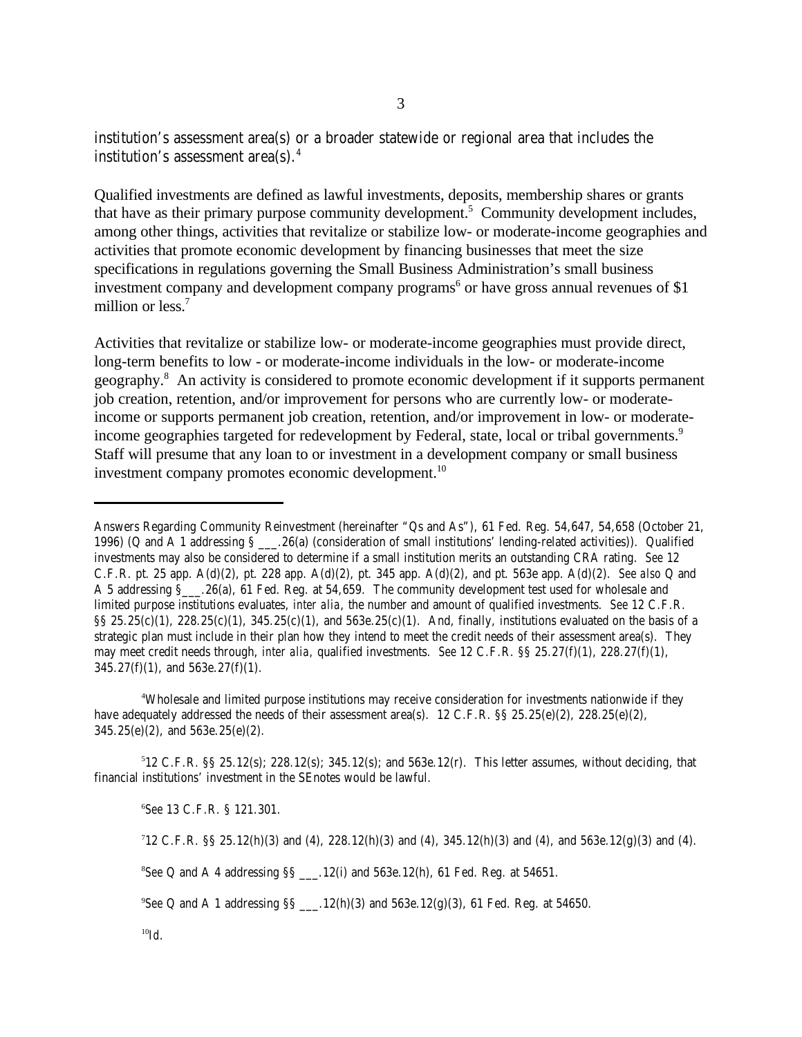institution's assessment area(s) or a broader statewide or regional area that includes the institution's assessment area(s).[4]

Qualified investments are defined as lawful investments, deposits, membership shares or grants that have as their primary purpose community development.[5] Community development includes, among other things, activities that revitalize or stabilize low- or moderate-income geographies and activities that promote economic development by financing businesses that meet the size specifications in regulations governing the Small Business Administration's small business investment company and development company programs[6] or have gross annual revenues of $1 million or less.[7]

Activities that revitalize or stabilize low- or moderate-income geographies must provide direct, long-term benefits to low - or moderate-income individuals in the low- or moderate-income geography.[8] An activity is considered to promote economic development if it supports permanent job creation, retention, and/or improvement for persons who are currently low- or moderate-income or supports permanent job creation, retention, and/or improvement in low- or moderate-income geographies targeted for redevelopment by Federal, state, local or tribal governments.[9] Staff will presume that any loan to or investment in a development company or small business investment company promotes economic development.[10]

---

Answers Regarding Community Reinvestment (hereinafter "Qs and As"), 61 Fed. Reg. 54,647, 54,658 (October 21, 1996) (Q and A 1 addressing § ___.26(a) (consideration of small institutions' lending-related activities)). Qualified investments may also be considered to determine if a small institution merits an outstanding CRA rating. *See* 12 C.F.R. pt. 25 app. A(d)(2), pt. 228 app. A(d)(2), pt. 345 app. A(d)(2), and pt. 563e app. A(d)(2). *See also* Q and A 5 addressing §___.26(a), 61 Fed. Reg. at 54,659. The community development test used for wholesale and limited purpose institutions evaluates, *inter alia*, the number and amount of qualified investments. *See* 12 C.F.R. §§ 25.25(c)(1), 228.25(c)(1), 345.25(c)(1), and 563e.25(c)(1). And, finally, institutions evaluated on the basis of a strategic plan must include in their plan how they intend to meet the credit needs of their assessment area(s). They may meet credit needs through, *inter alia*, qualified investments. *See* 12 C.F.R. §§ 25.27(f)(1), 228.27(f)(1), 345.27(f)(1), and 563e.27(f)(1).

[4] Wholesale and limited purpose institutions may receive consideration for investments nationwide if they have adequately addressed the needs of their assessment area(s). 12 C.F.R. §§ 25.25(e)(2), 228.25(e)(2), 345.25(e)(2), and 563e.25(e)(2).

[5] 12 C.F.R. §§ 25.12(s); 228.12(s); 345.12(s); and 563e.12(r). This letter assumes, without deciding, that financial institutions' investment in the SEnotes would be lawful.

[6] *See* 13 C.F.R. § 121.301.

[7] 12 C.F.R. §§ 25.12(h)(3) and (4), 228.12(h)(3) and (4), 345.12(h)(3) and (4), and 563e.12(g)(3) and (4).

[8] *See* Q and A 4 addressing §§ ___.12(i) and 563e.12(h), 61 Fed. Reg. at 54651.

[9] *See* Q and A 1 addressing §§ ___.12(h)(3) and 563e.12(g)(3), 61 Fed. Reg. at 54650.

[10] *Id.*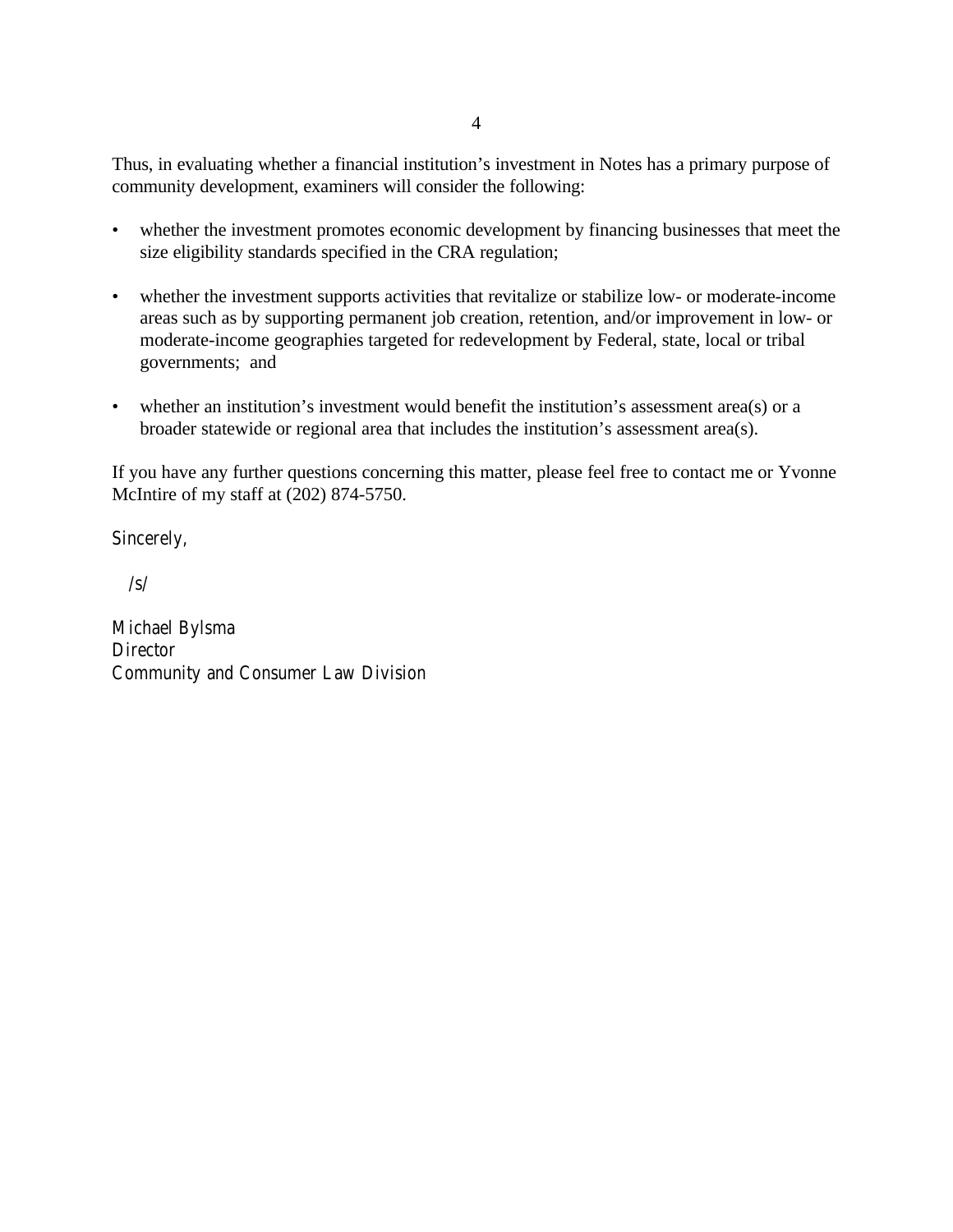Thus, in evaluating whether a financial institution's investment in Notes has a primary purpose of community development, examiners will consider the following:

- whether the investment promotes economic development by financing businesses that meet the size eligibility standards specified in the CRA regulation;
- whether the investment supports activities that revitalize or stabilize low- or moderate-income areas such as by supporting permanent job creation, retention, and/or improvement in low- or moderate-income geographies targeted for redevelopment by Federal, state, local or tribal governments; and
- whether an institution's investment would benefit the institution's assessment area(s) or a broader statewide or regional area that includes the institution's assessment area(s).

If you have any further questions concerning this matter, please feel free to contact me or Yvonne McIntire of my staff at (202) 874-5750.

Sincerely,

/s/

Michael Bylsma
Director
Community and Consumer Law Division